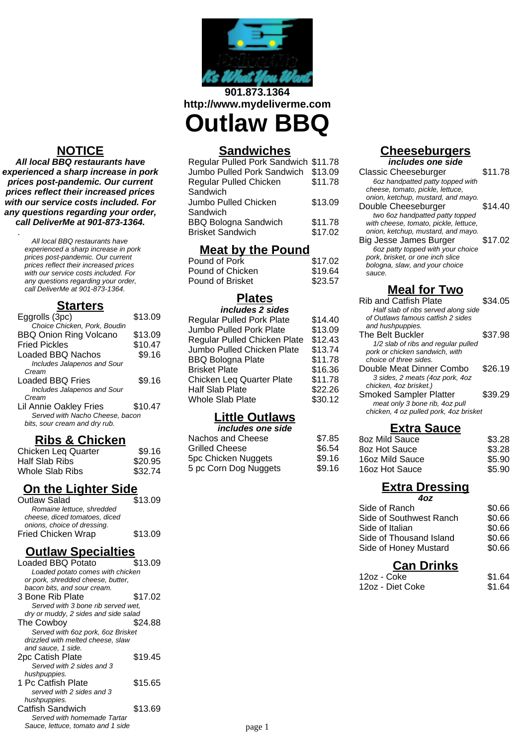901.873.1364
http://www.mydeliverme.com

# Outlaw BBQ

## NOTICE

***All local BBQ restaurants have experienced a sharp increase in pork prices post-pandemic. Our current prices reflect their increased prices with our service costs included. For any questions regarding your order, call DeliverMe at 901-873-1364.***

.

*All local BBQ restaurants have experienced a sharp increase in pork prices post-pandemic. Our current prices reflect their increased prices with our service costs included. For any questions regarding your order, call DeliverMe at 901-873-1364.*

## Starters

| Item | Price |
|---|---|
| Eggrolls (3pc)<br>*Choice Chicken, Pork, Boudin* | $13.09 |
| BBQ Onion Ring Volcano | $13.09 |
| Fried Pickles | $10.47 |
| Loaded BBQ Nachos<br>*Includes Jalapenos and Sour Cream* | $9.16 |
| Loaded BBQ Fries<br>*Includes Jalapenos and Sour Cream* | $9.16 |
| Lil Annie Oakley Fries<br>*Served with Nacho Cheese, bacon bits, sour cream and dry rub.* | $10.47 |

## Ribs & Chicken

| Item | Price |
|---|---|
| Chicken Leq Quarter | $9.16 |
| Half Slab Ribs | $20.95 |
| Whole Slab Ribs | $32.74 |

## On the Lighter Side

| Item | Price |
|---|---|
| Outlaw Salad<br>*Romaine lettuce, shredded cheese, diced tomatoes, diced onions, choice of dressing.* | $13.09 |
| Fried Chicken Wrap | $13.09 |

## Outlaw Specialties

| Item | Price |
|---|---|
| Loaded BBQ Potato<br>*Loaded potato comes with chicken or pork, shredded cheese, butter, bacon bits, and sour cream.* | $13.09 |
| 3 Bone Rib Plate<br>*Served with 3 bone rib served wet, dry or muddy, 2 sides and side salad* | $17.02 |
| The Cowboy<br>*Served with 6oz pork, 6oz Brisket drizzled with melted cheese, slaw and sauce, 1 side.* | $24.88 |
| 2pc Catish Plate<br>*Served with 2 sides and 3 hushpuppies.* | $19.45 |
| 1 Pc Catfish Plate<br>*served with 2 sides and 3 hushpuppies.* | $15.65 |
| Catfish Sandwich<br>*Served with homemade Tartar Sauce, lettuce, tomato and 1 side* | $13.69 |

## Sandwiches

| Item | Price |
|---|---|
| Regular Pulled Pork Sandwich | $11.78 |
| Jumbo Pulled Pork Sandwich | $13.09 |
| Regular Pulled Chicken Sandwich | $11.78 |
| Jumbo Pulled Chicken Sandwich | $13.09 |
| BBQ Bologna Sandwich | $11.78 |
| Brisket Sandwich | $17.02 |

## Meat by the Pound

| Item | Price |
|---|---|
| Pound of Pork | $17.02 |
| Pound of Chicken | $19.64 |
| Pound of Brisket | $23.57 |

## Plates

***includes 2 sides***

| Item | Price |
|---|---|
| Regular Pulled Pork Plate | $14.40 |
| Jumbo Pulled Pork Plate | $13.09 |
| Regular Pulled Chicken Plate | $12.43 |
| Jumbo Pulled Chicken Plate | $13.74 |
| BBQ Bologna Plate | $11.78 |
| Brisket Plate | $16.36 |
| Chicken Leq Quarter Plate | $11.78 |
| Half Slab Plate | $22.26 |
| Whole Slab Plate | $30.12 |

## Little Outlaws

***includes one side***

| Item | Price |
|---|---|
| Nachos and Cheese | $7.85 |
| Grilled Cheese | $6.54 |
| 5pc Chicken Nuggets | $9.16 |
| 5 pc Corn Dog Nuggets | $9.16 |

## Cheeseburgers

***includes one side***

| Item | Price |
|---|---|
| Classic Cheeseburger<br>*6oz handpatted patty topped with cheese, tomato, pickle, lettuce, onion, ketchup, mustard, and mayo.* | $11.78 |
| Double Cheeseburger<br>*two 6oz handpatted patty topped with cheese, tomato, pickle, lettuce, onion, ketchup, mustard, and mayo.* | $14.40 |
| Big Jesse James Burger<br>*6oz patty topped with your choice pork, brisket, or one inch slice bologna, slaw, and your choice sauce.* | $17.02 |

## Meal for Two

| Item | Price |
|---|---|
| Rib and Catfish Plate<br>*Half slab of ribs served along side of Outlaws famous catfish 2 sides and hushpuppies.* | $34.05 |
| The Belt Buckler<br>*1/2 slab of ribs and regular pulled pork or chicken sandwich, with choice of three sides.* | $37.98 |
| Double Meat Dinner Combo<br>*3 sides, 2 meats (4oz pork, 4oz chicken, 4oz brisket.)* | $26.19 |
| Smoked Sampler Platter<br>*meat only 3 bone rib, 4oz pull chicken, 4 oz pulled pork, 4oz brisket* | $39.29 |

## Extra Sauce

| Item | Price |
|---|---|
| 8oz Mild Sauce | $3.28 |
| 8oz Hot Sauce | $3.28 |
| 16oz Mild Sauce | $5.90 |
| 16oz Hot Sauce | $5.90 |

## Extra Dressing

***4oz***

| Item | Price |
|---|---|
| Side of Ranch | $0.66 |
| Side of Southwest Ranch | $0.66 |
| Side of Italian | $0.66 |
| Side of Thousand Island | $0.66 |
| Side of Honey Mustard | $0.66 |

## Can Drinks

| Item | Price |
|---|---|
| 12oz - Coke | $1.64 |
| 12oz - Diet Coke | $1.64 |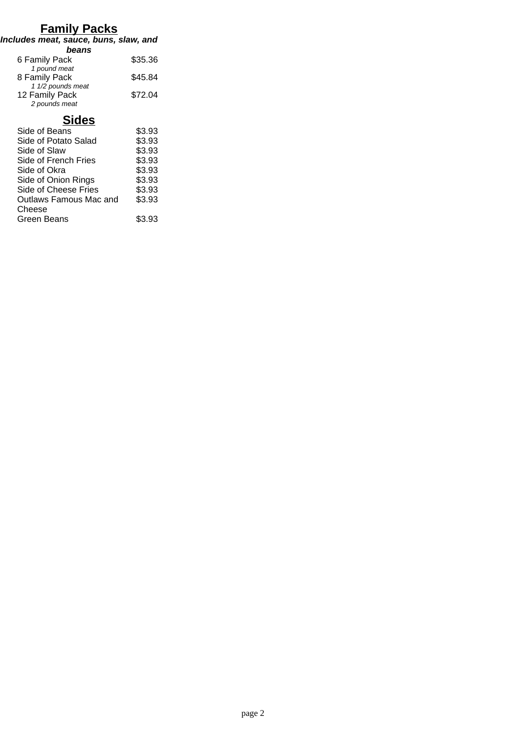## Family Packs

***Includes meat, sauce, buns, slaw, and beans***

| | |
|---|---|
| 6 Family Pack<br>*1 pound meat* | $35.36 |
| 8 Family Pack<br>*1 1/2 pounds meat* | $45.84 |
| 12 Family Pack<br>*2 pounds meat* | $72.04 |

## Sides

| | |
|---|---|
| Side of Beans | $3.93 |
| Side of Potato Salad | $3.93 |
| Side of Slaw | $3.93 |
| Side of French Fries | $3.93 |
| Side of Okra | $3.93 |
| Side of Onion Rings | $3.93 |
| Side of Cheese Fries | $3.93 |
| Outlaws Famous Mac and Cheese | $3.93 |
| Green Beans | $3.93 |